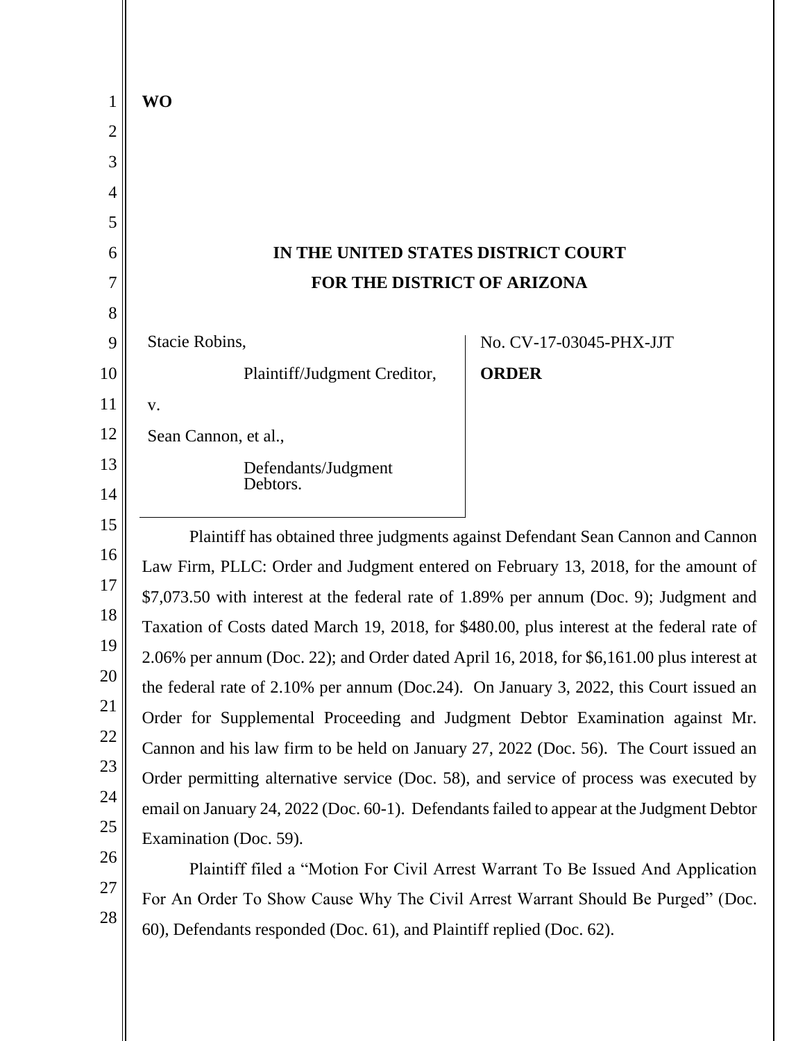**WO**

**IN THE UNITED STATES DISTRICT COURT**

**FOR THE DISTRICT OF ARIZONA**

| | |
|---|---|
| Stacie Robins,<br><br>Plaintiff/Judgment Creditor,<br><br>v.<br><br>Sean Cannon, et al.,<br><br>Defendants/Judgment Debtors. | No. CV-17-03045-PHX-JJT<br><br>**ORDER** |

Plaintiff has obtained three judgments against Defendant Sean Cannon and Cannon Law Firm, PLLC: Order and Judgment entered on February 13, 2018, for the amount of $7,073.50 with interest at the federal rate of 1.89% per annum (Doc. 9); Judgment and Taxation of Costs dated March 19, 2018, for $480.00, plus interest at the federal rate of 2.06% per annum (Doc. 22); and Order dated April 16, 2018, for $6,161.00 plus interest at the federal rate of 2.10% per annum (Doc.24). On January 3, 2022, this Court issued an Order for Supplemental Proceeding and Judgment Debtor Examination against Mr. Cannon and his law firm to be held on January 27, 2022 (Doc. 56). The Court issued an Order permitting alternative service (Doc. 58), and service of process was executed by email on January 24, 2022 (Doc. 60-1). Defendants failed to appear at the Judgment Debtor Examination (Doc. 59).

Plaintiff filed a "Motion For Civil Arrest Warrant To Be Issued And Application For An Order To Show Cause Why The Civil Arrest Warrant Should Be Purged" (Doc. 60), Defendants responded (Doc. 61), and Plaintiff replied (Doc. 62).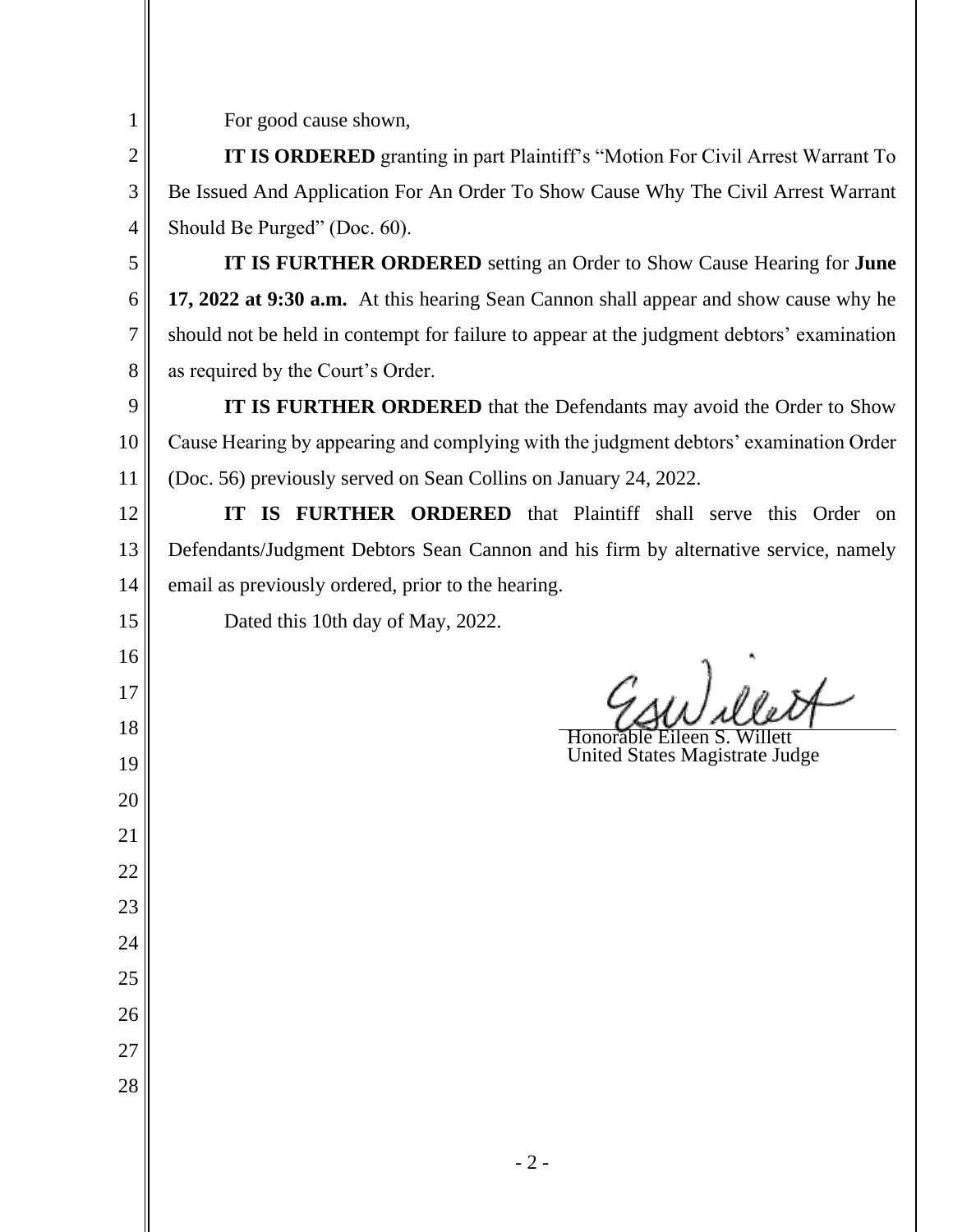For good cause shown,

**IT IS ORDERED** granting in part Plaintiff's "Motion For Civil Arrest Warrant To Be Issued And Application For An Order To Show Cause Why The Civil Arrest Warrant Should Be Purged" (Doc. 60).

**IT IS FURTHER ORDERED** setting an Order to Show Cause Hearing for **June 17, 2022 at 9:30 a.m.** At this hearing Sean Cannon shall appear and show cause why he should not be held in contempt for failure to appear at the judgment debtors' examination as required by the Court's Order.

**IT IS FURTHER ORDERED** that the Defendants may avoid the Order to Show Cause Hearing by appearing and complying with the judgment debtors' examination Order (Doc. 56) previously served on Sean Collins on January 24, 2022.

**IT IS FURTHER ORDERED** that Plaintiff shall serve this Order on Defendants/Judgment Debtors Sean Cannon and his firm by alternative service, namely email as previously ordered, prior to the hearing.

Dated this 10th day of May, 2022.

Honorable Eileen S. Willett
United States Magistrate Judge